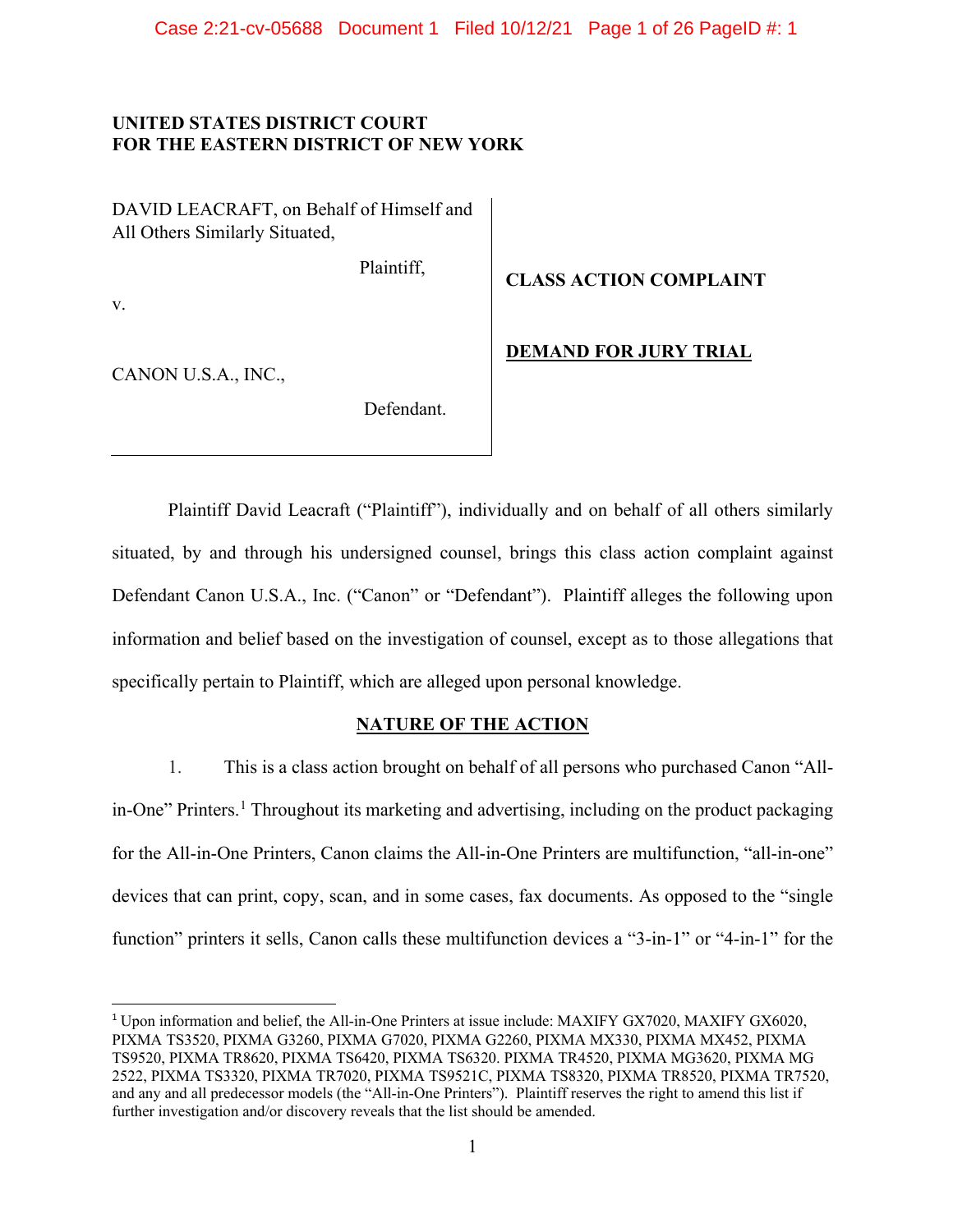**UNITED STATES DISTRICT COURT**
**FOR THE EASTERN DISTRICT OF NEW YORK**

| | |
|---|---|
| DAVID LEACRAFT, on Behalf of Himself and All Others Similarly Situated,<br><br>Plaintiff,<br><br>v.<br><br>CANON U.S.A., INC.,<br><br>Defendant. | **CLASS ACTION COMPLAINT**<br><br>**DEMAND FOR JURY TRIAL** |

Plaintiff David Leacraft ("Plaintiff"), individually and on behalf of all others similarly situated, by and through his undersigned counsel, brings this class action complaint against Defendant Canon U.S.A., Inc. ("Canon" or "Defendant"). Plaintiff alleges the following upon information and belief based on the investigation of counsel, except as to those allegations that specifically pertain to Plaintiff, which are alleged upon personal knowledge.

## NATURE OF THE ACTION

1. This is a class action brought on behalf of all persons who purchased Canon "All-in-One" Printers.[1] Throughout its marketing and advertising, including on the product packaging for the All-in-One Printers, Canon claims the All-in-One Printers are multifunction, "all-in-one" devices that can print, copy, scan, and in some cases, fax documents. As opposed to the "single function" printers it sells, Canon calls these multifunction devices a "3-in-1" or "4-in-1" for the

[1] Upon information and belief, the All-in-One Printers at issue include: MAXIFY GX7020, MAXIFY GX6020, PIXMA TS3520, PIXMA G3260, PIXMA G7020, PIXMA G2260, PIXMA MX330, PIXMA MX452, PIXMA TS9520, PIXMA TR8620, PIXMA TS6420, PIXMA TS6320. PIXMA TR4520, PIXMA MG3620, PIXMA MG 2522, PIXMA TS3320, PIXMA TR7020, PIXMA TS9521C, PIXMA TS8320, PIXMA TR8520, PIXMA TR7520, and any and all predecessor models (the "All-in-One Printers"). Plaintiff reserves the right to amend this list if further investigation and/or discovery reveals that the list should be amended.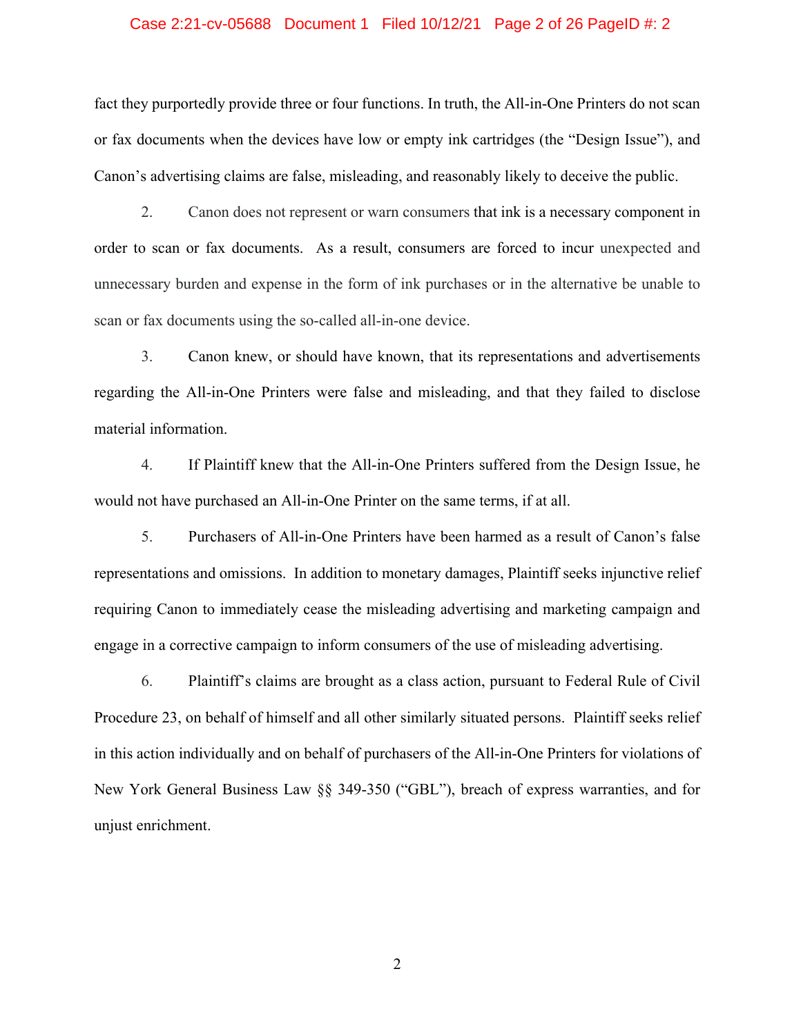fact they purportedly provide three or four functions. In truth, the All-in-One Printers do not scan or fax documents when the devices have low or empty ink cartridges (the "Design Issue"), and Canon's advertising claims are false, misleading, and reasonably likely to deceive the public.

2. Canon does not represent or warn consumers that ink is a necessary component in order to scan or fax documents. As a result, consumers are forced to incur unexpected and unnecessary burden and expense in the form of ink purchases or in the alternative be unable to scan or fax documents using the so-called all-in-one device.

3. Canon knew, or should have known, that its representations and advertisements regarding the All-in-One Printers were false and misleading, and that they failed to disclose material information.

4. If Plaintiff knew that the All-in-One Printers suffered from the Design Issue, he would not have purchased an All-in-One Printer on the same terms, if at all.

5. Purchasers of All-in-One Printers have been harmed as a result of Canon's false representations and omissions. In addition to monetary damages, Plaintiff seeks injunctive relief requiring Canon to immediately cease the misleading advertising and marketing campaign and engage in a corrective campaign to inform consumers of the use of misleading advertising.

6. Plaintiff's claims are brought as a class action, pursuant to Federal Rule of Civil Procedure 23, on behalf of himself and all other similarly situated persons. Plaintiff seeks relief in this action individually and on behalf of purchasers of the All-in-One Printers for violations of New York General Business Law §§ 349-350 ("GBL"), breach of express warranties, and for unjust enrichment.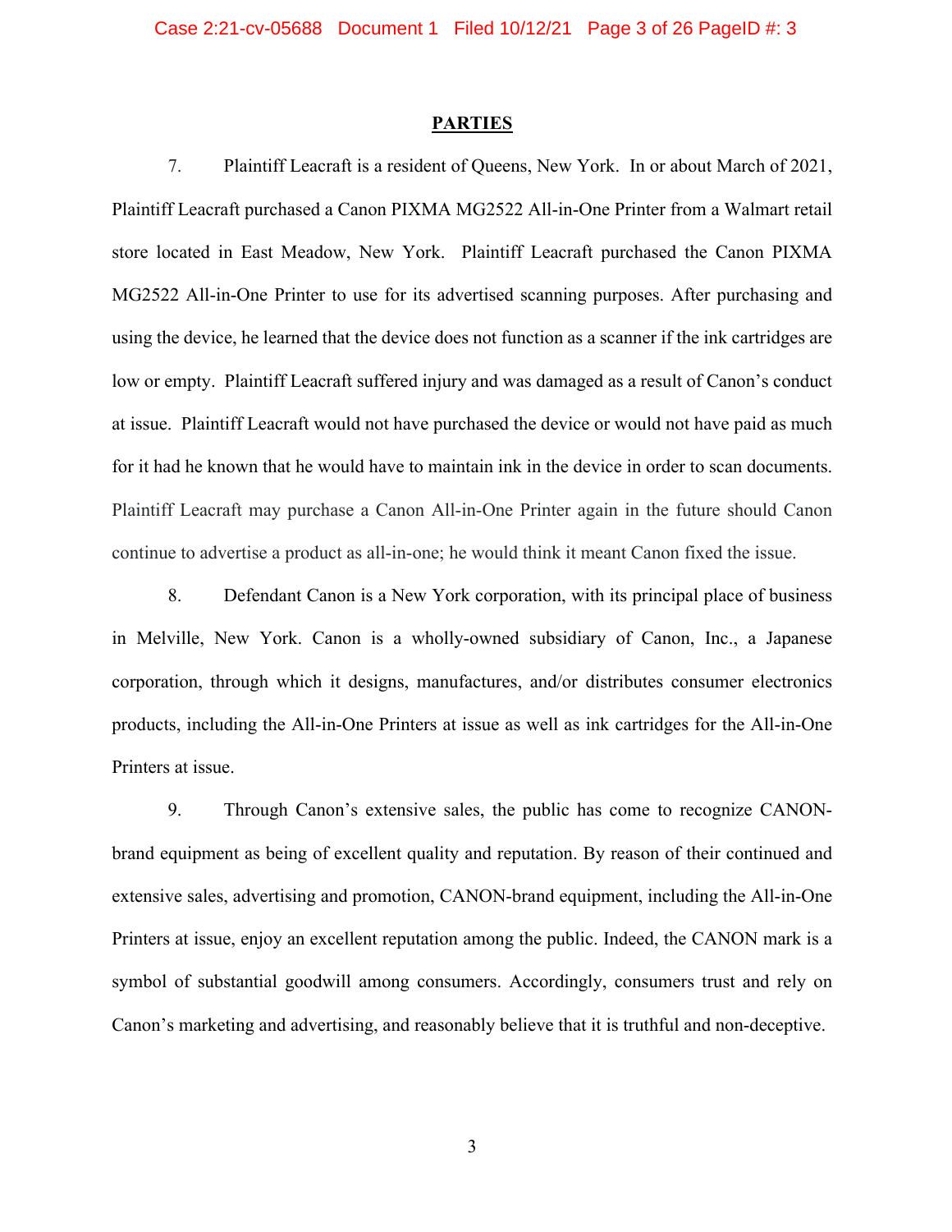## PARTIES

7. Plaintiff Leacraft is a resident of Queens, New York. In or about March of 2021, Plaintiff Leacraft purchased a Canon PIXMA MG2522 All-in-One Printer from a Walmart retail store located in East Meadow, New York. Plaintiff Leacraft purchased the Canon PIXMA MG2522 All-in-One Printer to use for its advertised scanning purposes. After purchasing and using the device, he learned that the device does not function as a scanner if the ink cartridges are low or empty. Plaintiff Leacraft suffered injury and was damaged as a result of Canon's conduct at issue. Plaintiff Leacraft would not have purchased the device or would not have paid as much for it had he known that he would have to maintain ink in the device in order to scan documents. Plaintiff Leacraft may purchase a Canon All-in-One Printer again in the future should Canon continue to advertise a product as all-in-one; he would think it meant Canon fixed the issue.

8. Defendant Canon is a New York corporation, with its principal place of business in Melville, New York. Canon is a wholly-owned subsidiary of Canon, Inc., a Japanese corporation, through which it designs, manufactures, and/or distributes consumer electronics products, including the All-in-One Printers at issue as well as ink cartridges for the All-in-One Printers at issue.

9. Through Canon's extensive sales, the public has come to recognize CANON-brand equipment as being of excellent quality and reputation. By reason of their continued and extensive sales, advertising and promotion, CANON-brand equipment, including the All-in-One Printers at issue, enjoy an excellent reputation among the public. Indeed, the CANON mark is a symbol of substantial goodwill among consumers. Accordingly, consumers trust and rely on Canon's marketing and advertising, and reasonably believe that it is truthful and non-deceptive.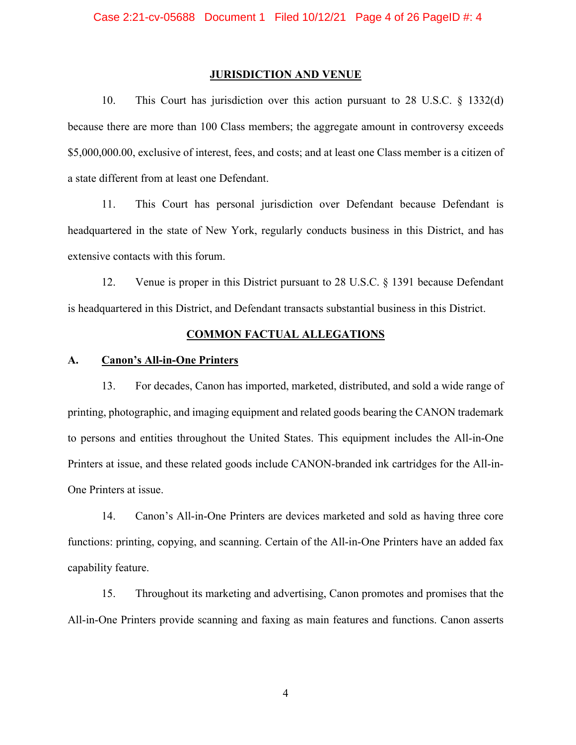## JURISDICTION AND VENUE

10. This Court has jurisdiction over this action pursuant to 28 U.S.C. § 1332(d) because there are more than 100 Class members; the aggregate amount in controversy exceeds $5,000,000.00, exclusive of interest, fees, and costs; and at least one Class member is a citizen of a state different from at least one Defendant.

11. This Court has personal jurisdiction over Defendant because Defendant is headquartered in the state of New York, regularly conducts business in this District, and has extensive contacts with this forum.

12. Venue is proper in this District pursuant to 28 U.S.C. § 1391 because Defendant is headquartered in this District, and Defendant transacts substantial business in this District.

## COMMON FACTUAL ALLEGATIONS

### A. Canon's All-in-One Printers

13. For decades, Canon has imported, marketed, distributed, and sold a wide range of printing, photographic, and imaging equipment and related goods bearing the CANON trademark to persons and entities throughout the United States. This equipment includes the All-in-One Printers at issue, and these related goods include CANON-branded ink cartridges for the All-in-One Printers at issue.

14. Canon's All-in-One Printers are devices marketed and sold as having three core functions: printing, copying, and scanning. Certain of the All-in-One Printers have an added fax capability feature.

15. Throughout its marketing and advertising, Canon promotes and promises that the All-in-One Printers provide scanning and faxing as main features and functions. Canon asserts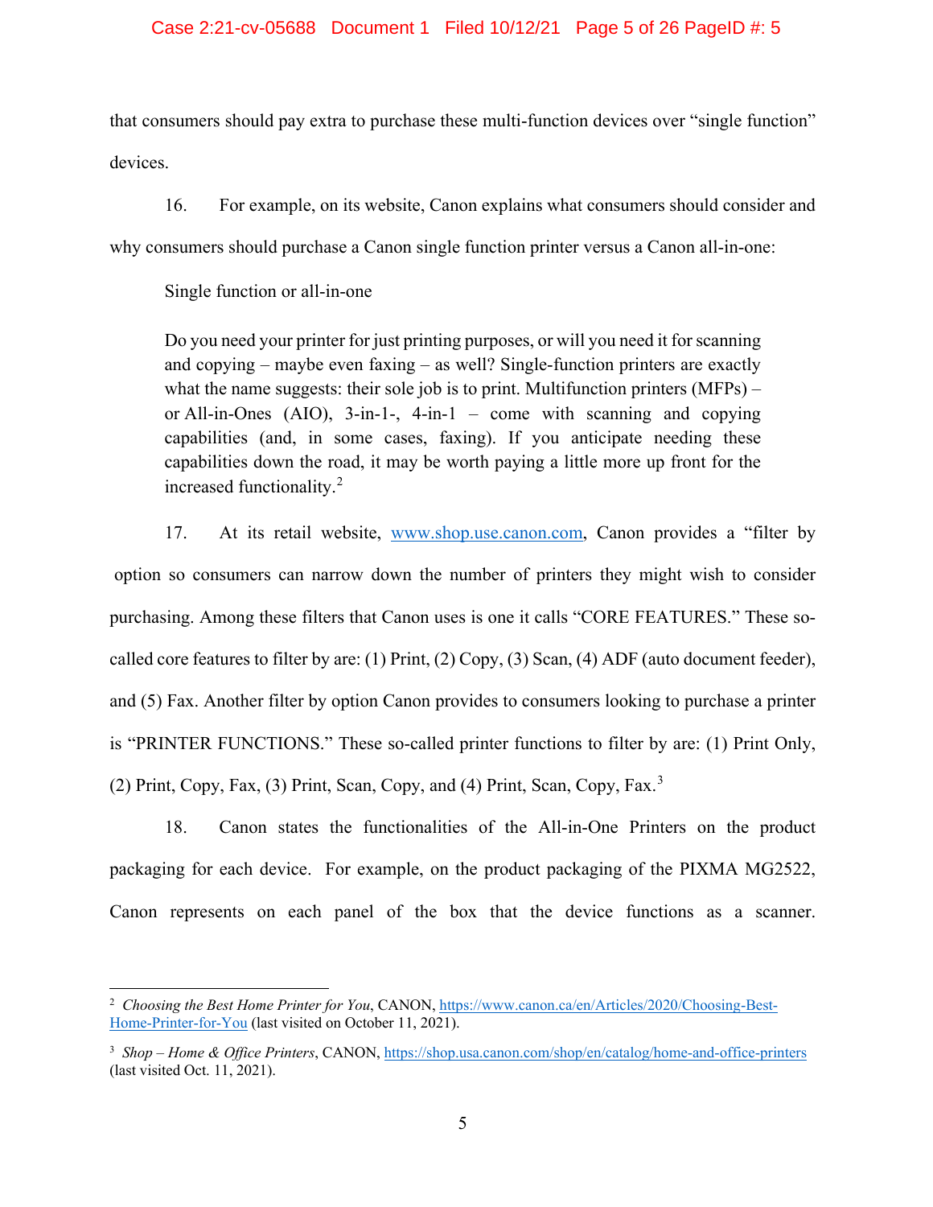that consumers should pay extra to purchase these multi-function devices over "single function" devices.

16. For example, on its website, Canon explains what consumers should consider and why consumers should purchase a Canon single function printer versus a Canon all-in-one:

> Single function or all-in-one
>
> Do you need your printer for just printing purposes, or will you need it for scanning and copying – maybe even faxing – as well? Single-function printers are exactly what the name suggests: their sole job is to print. Multifunction printers (MFPs) – or All-in-Ones (AIO), 3-in-1-, 4-in-1 – come with scanning and copying capabilities (and, in some cases, faxing). If you anticipate needing these capabilities down the road, it may be worth paying a little more up front for the increased functionality.[2]

17. At its retail website, www.shop.use.canon.com, Canon provides a "filter by option so consumers can narrow down the number of printers they might wish to consider purchasing. Among these filters that Canon uses is one it calls "CORE FEATURES." These so-called core features to filter by are: (1) Print, (2) Copy, (3) Scan, (4) ADF (auto document feeder), and (5) Fax. Another filter by option Canon provides to consumers looking to purchase a printer is "PRINTER FUNCTIONS." These so-called printer functions to filter by are: (1) Print Only, (2) Print, Copy, Fax, (3) Print, Scan, Copy, and (4) Print, Scan, Copy, Fax.[3]

18. Canon states the functionalities of the All-in-One Printers on the product packaging for each device. For example, on the product packaging of the PIXMA MG2522, Canon represents on each panel of the box that the device functions as a scanner.

---

[2] *Choosing the Best Home Printer for You*, CANON, https://www.canon.ca/en/Articles/2020/Choosing-Best-Home-Printer-for-You (last visited on October 11, 2021).

[3] *Shop – Home & Office Printers*, CANON, https://shop.usa.canon.com/shop/en/catalog/home-and-office-printers (last visited Oct. 11, 2021).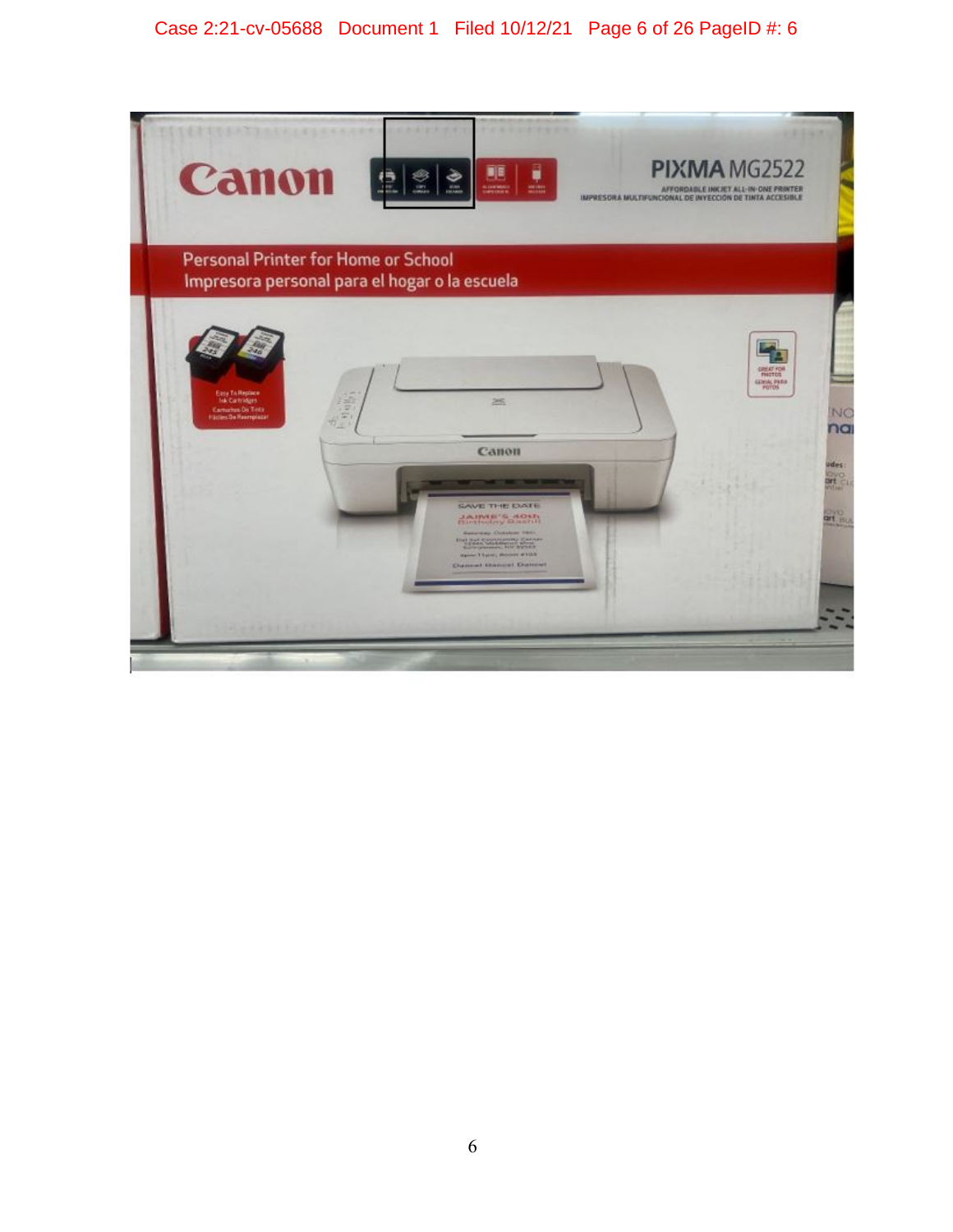Canon

PIXMA MG2522

AFFORDABLE INKJET ALL-IN-ONE PRINTER
IMPRESORA MULTIFUNCIONAL DE INYECCIÓN DE TINTA ACCESIBLE

Personal Printer for Home or School
Impresora personal para el hogar o la escuela

Easy To Replace Ink Cartridges
Cartuchos De Tinta Fáciles De Reemplazar

GREAT FOR PHOTOS
GENIAL PARA FOTOS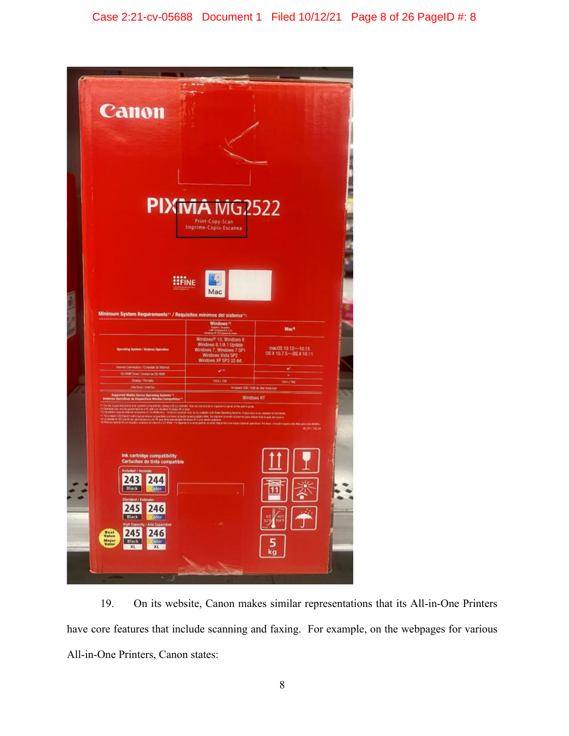19. On its website, Canon makes similar representations that its All-in-One Printers have core features that include scanning and faxing. For example, on the webpages for various All-in-One Printers, Canon states: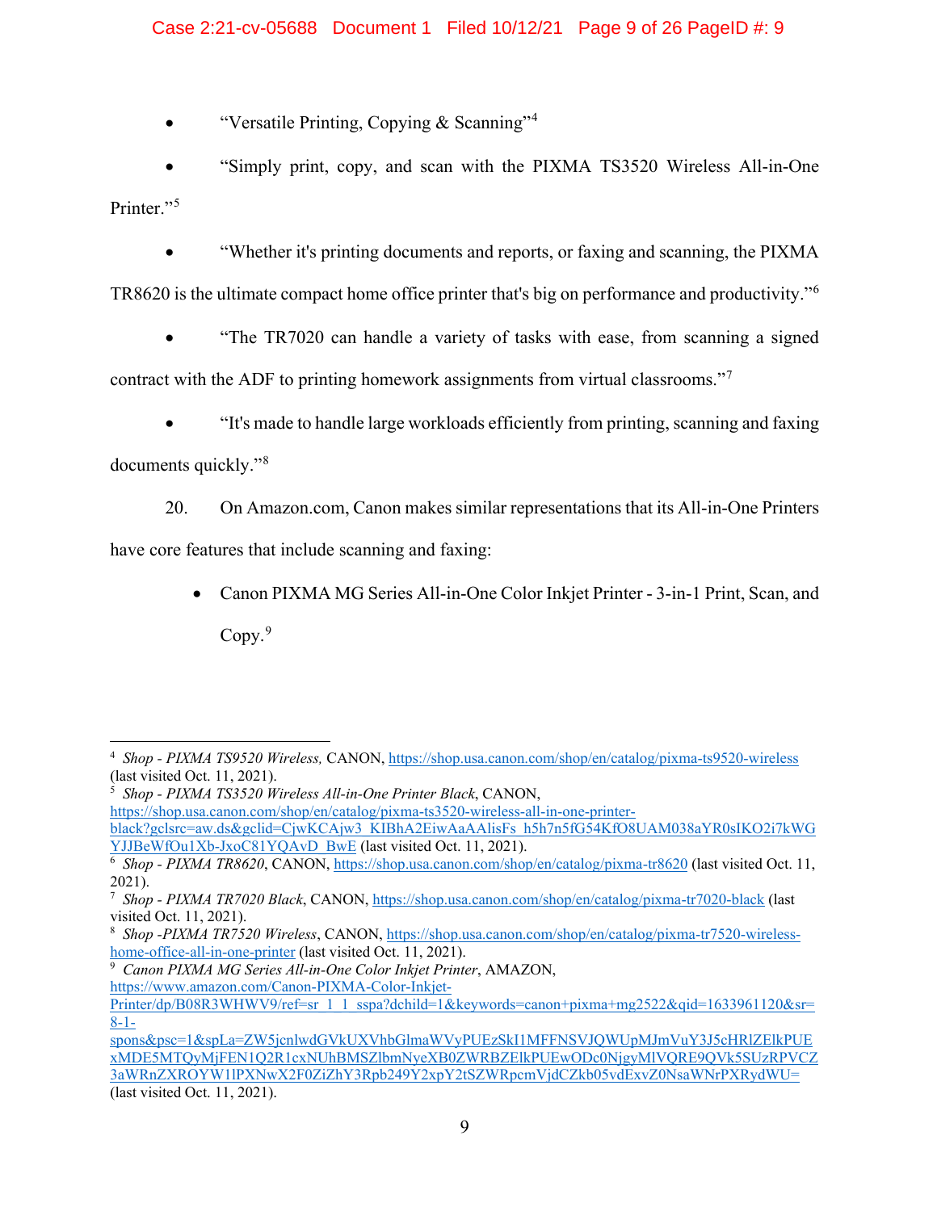- "Versatile Printing, Copying & Scanning"[4]

- "Simply print, copy, and scan with the PIXMA TS3520 Wireless All-in-One Printer."[5]

- "Whether it's printing documents and reports, or faxing and scanning, the PIXMA TR8620 is the ultimate compact home office printer that's big on performance and productivity."[6]

- "The TR7020 can handle a variety of tasks with ease, from scanning a signed contract with the ADF to printing homework assignments from virtual classrooms."[7]

- "It's made to handle large workloads efficiently from printing, scanning and faxing documents quickly."[8]

20. On Amazon.com, Canon makes similar representations that its All-in-One Printers have core features that include scanning and faxing:

    - Canon PIXMA MG Series All-in-One Color Inkjet Printer - 3-in-1 Print, Scan, and Copy.[9]

---

[4] *Shop - PIXMA TS9520 Wireless,* CANON, https://shop.usa.canon.com/shop/en/catalog/pixma-ts9520-wireless (last visited Oct. 11, 2021).

[5] *Shop - PIXMA TS3520 Wireless All-in-One Printer Black*, CANON, https://shop.usa.canon.com/shop/en/catalog/pixma-ts3520-wireless-all-in-one-printer-black?gclsrc=aw.ds&gclid=CjwKCAjw3_KIBhA2EiwAaAAlisFs_h5h7n5fG54KfO8UAM038aYR0sIKO2i7kWGYJJBeWfOu1Xb-JxoC81YQAvD_BwE (last visited Oct. 11, 2021).

[6] *Shop - PIXMA TR8620*, CANON, https://shop.usa.canon.com/shop/en/catalog/pixma-tr8620 (last visited Oct. 11, 2021).

[7] *Shop - PIXMA TR7020 Black*, CANON, https://shop.usa.canon.com/shop/en/catalog/pixma-tr7020-black (last visited Oct. 11, 2021).

[8] *Shop -PIXMA TR7520 Wireless*, CANON, https://shop.usa.canon.com/shop/en/catalog/pixma-tr7520-wireless-home-office-all-in-one-printer (last visited Oct. 11, 2021).

[9] *Canon PIXMA MG Series All-in-One Color Inkjet Printer*, AMAZON, https://www.amazon.com/Canon-PIXMA-Color-Inkjet-Printer/dp/B08R3WHWV9/ref=sr_1_1_sspa?dchild=1&keywords=canon+pixma+mg2522&qid=1633961120&sr=8-1-spons&psc=1&spLa=ZW5jcnlwdGVkUXVhbGlmaWVyPUEzSkI1MFFNSVJQWUpMJmVuY3J5cHRlZElkPUExMDE5MTQyMjFEN1Q2R1cxNUhBMSZlbmNyeXB0ZWRBZElkPUEwODc0NjgyMlVQRE9QVk5SUzRPVCZ3aWRnZXROYW1lPXNwX2F0ZiZhY3Rpb249Y2xpY2tSZWRpcmVjdCZkb05vdExvZ0NsaWNrPXRydWU= (last visited Oct. 11, 2021).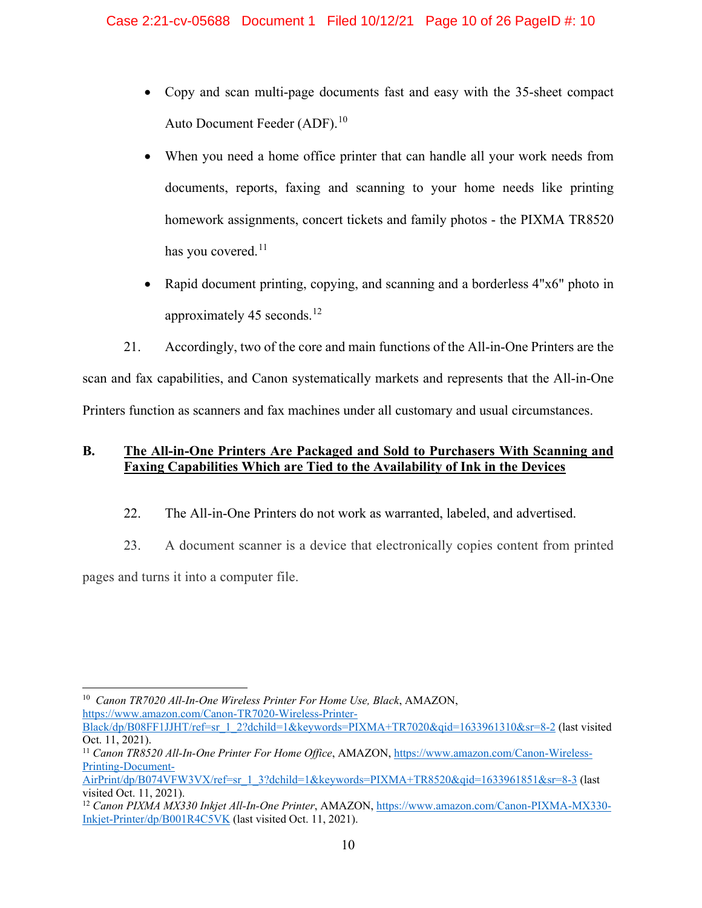- Copy and scan multi-page documents fast and easy with the 35-sheet compact Auto Document Feeder (ADF).[10]
- When you need a home office printer that can handle all your work needs from documents, reports, faxing and scanning to your home needs like printing homework assignments, concert tickets and family photos - the PIXMA TR8520 has you covered.[11]
- Rapid document printing, copying, and scanning and a borderless 4"x6" photo in approximately 45 seconds.[12]

21. Accordingly, two of the core and main functions of the All-in-One Printers are the scan and fax capabilities, and Canon systematically markets and represents that the All-in-One Printers function as scanners and fax machines under all customary and usual circumstances.

**B. <u>The All-in-One Printers Are Packaged and Sold to Purchasers With Scanning and Faxing Capabilities Which are Tied to the Availability of Ink in the Devices</u>**

22. The All-in-One Printers do not work as warranted, labeled, and advertised.

23. A document scanner is a device that electronically copies content from printed pages and turns it into a computer file.

---

[10] *Canon TR7020 All-In-One Wireless Printer For Home Use, Black*, AMAZON, https://www.amazon.com/Canon-TR7020-Wireless-Printer-Black/dp/B08FF1JJHT/ref=sr_1_2?dchild=1&keywords=PIXMA+TR7020&qid=1633961310&sr=8-2 (last visited Oct. 11, 2021).

[11] *Canon TR8520 All-In-One Printer For Home Office*, AMAZON, https://www.amazon.com/Canon-Wireless-Printing-Document-AirPrint/dp/B074VFW3VX/ref=sr_1_3?dchild=1&keywords=PIXMA+TR8520&qid=1633961851&sr=8-3 (last visited Oct. 11, 2021).

[12] *Canon PIXMA MX330 Inkjet All-In-One Printer*, AMAZON, https://www.amazon.com/Canon-PIXMA-MX330-Inkjet-Printer/dp/B001R4C5VK (last visited Oct. 11, 2021).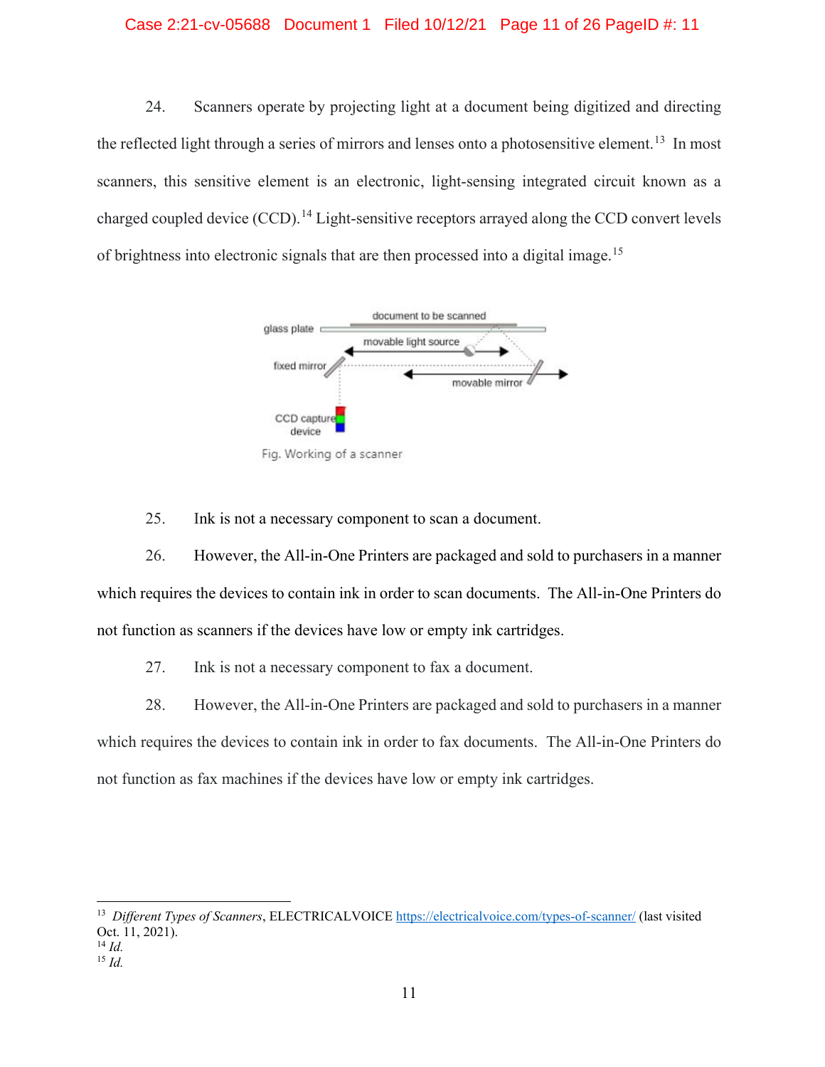24. Scanners operate by projecting light at a document being digitized and directing the reflected light through a series of mirrors and lenses onto a photosensitive element.[13] In most scanners, this sensitive element is an electronic, light-sensing integrated circuit known as a charged coupled device (CCD).[14] Light-sensitive receptors arrayed along the CCD convert levels of brightness into electronic signals that are then processed into a digital image.[15]

Fig. Working of a scanner

25. Ink is not a necessary component to scan a document.

26. However, the All-in-One Printers are packaged and sold to purchasers in a manner which requires the devices to contain ink in order to scan documents. The All-in-One Printers do not function as scanners if the devices have low or empty ink cartridges.

27. Ink is not a necessary component to fax a document.

28. However, the All-in-One Printers are packaged and sold to purchasers in a manner which requires the devices to contain ink in order to fax documents. The All-in-One Printers do not function as fax machines if the devices have low or empty ink cartridges.

---

[13] *Different Types of Scanners*, ELECTRICALVOICE https://electricalvoice.com/types-of-scanner/ (last visited Oct. 11, 2021).

[14] *Id.*

[15] *Id.*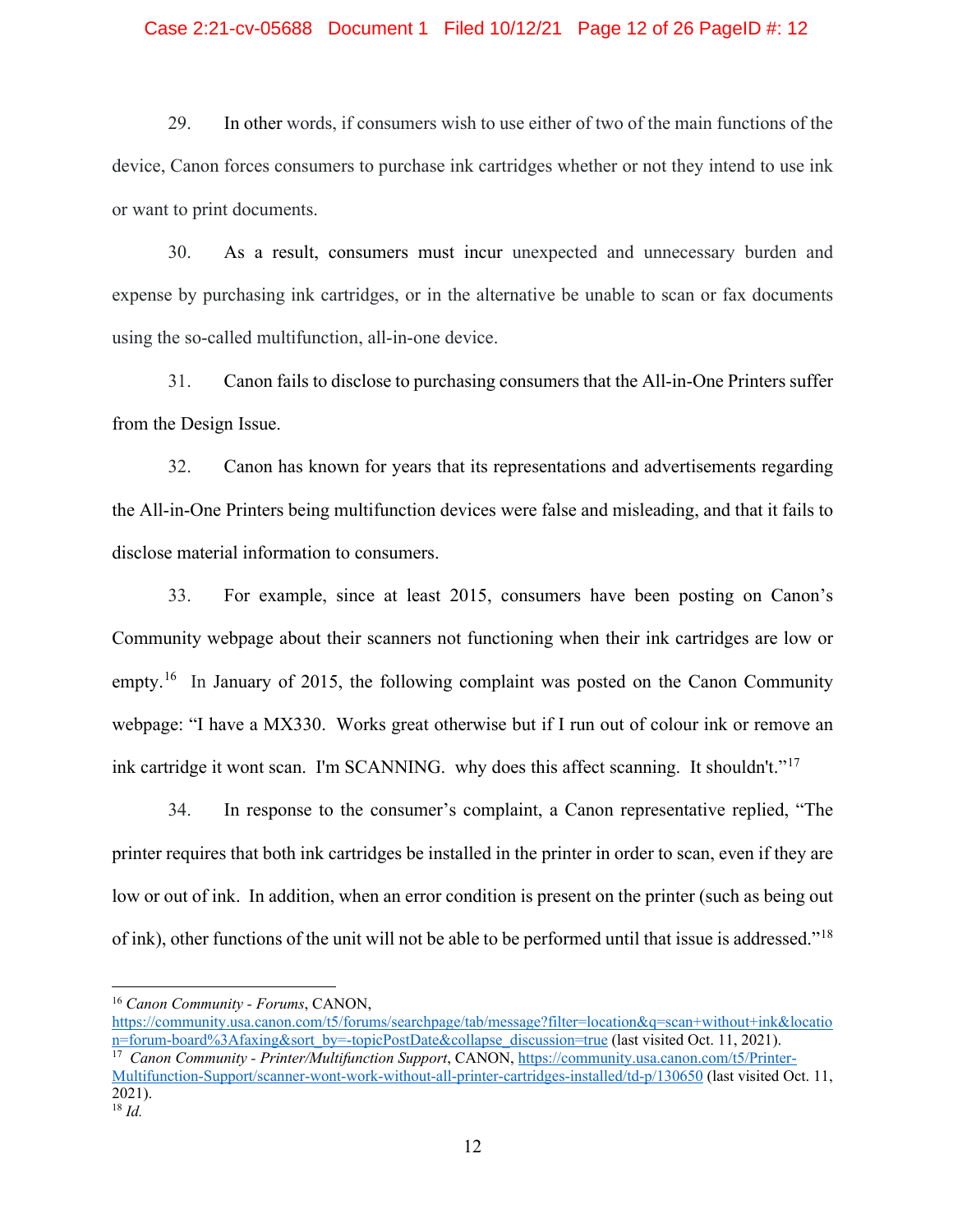29. In other words, if consumers wish to use either of two of the main functions of the device, Canon forces consumers to purchase ink cartridges whether or not they intend to use ink or want to print documents.

30. As a result, consumers must incur unexpected and unnecessary burden and expense by purchasing ink cartridges, or in the alternative be unable to scan or fax documents using the so-called multifunction, all-in-one device.

31. Canon fails to disclose to purchasing consumers that the All-in-One Printers suffer from the Design Issue.

32. Canon has known for years that its representations and advertisements regarding the All-in-One Printers being multifunction devices were false and misleading, and that it fails to disclose material information to consumers.

33. For example, since at least 2015, consumers have been posting on Canon's Community webpage about their scanners not functioning when their ink cartridges are low or empty.[16] In January of 2015, the following complaint was posted on the Canon Community webpage: "I have a MX330. Works great otherwise but if I run out of colour ink or remove an ink cartridge it wont scan. I'm SCANNING. why does this affect scanning. It shouldn't."[17]

34. In response to the consumer's complaint, a Canon representative replied, "The printer requires that both ink cartridges be installed in the printer in order to scan, even if they are low or out of ink. In addition, when an error condition is present on the printer (such as being out of ink), other functions of the unit will not be able to be performed until that issue is addressed."[18]

---

[16] *Canon Community - Forums*, CANON, https://community.usa.canon.com/t5/forums/searchpage/tab/message?filter=location&q=scan+without+ink&location=forum-board%3Afaxing&sort_by=-topicPostDate&collapse_discussion=true (last visited Oct. 11, 2021).

[17] *Canon Community - Printer/Multifunction Support*, CANON, https://community.usa.canon.com/t5/Printer-Multifunction-Support/scanner-wont-work-without-all-printer-cartridges-installed/td-p/130650 (last visited Oct. 11, 2021).

[18] *Id.*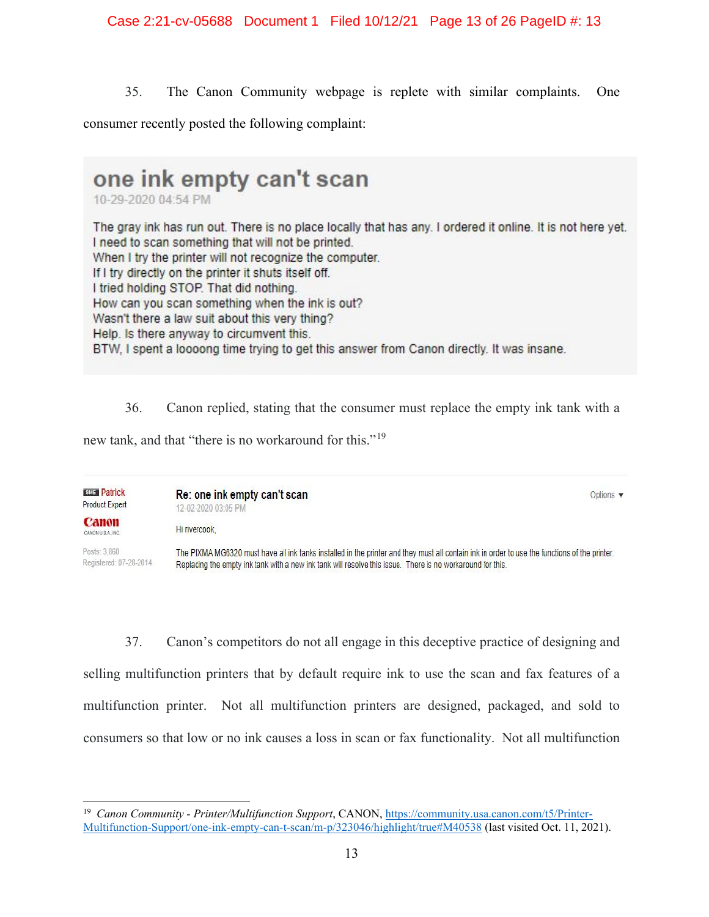35. The Canon Community webpage is replete with similar complaints. One consumer recently posted the following complaint:

> **one ink empty can't scan**
> 10-29-2020 04:54 PM
>
> The gray ink has run out. There is no place locally that has any. I ordered it online. It is not here yet.
> I need to scan something that will not be printed.
> When I try the printer will not recognize the computer.
> If I try directly on the printer it shuts itself off.
> I tried holding STOP. That did nothing.
> How can you scan something when the ink is out?
> Wasn't there a law suit about this very thing?
> Help. Is there anyway to circumvent this.
> BTW, I spent a loooong time trying to get this answer from Canon directly. It was insane.

36. Canon replied, stating that the consumer must replace the empty ink tank with a new tank, and that "there is no workaround for this."[19]

> SME Patrick
> Product Expert
> Canon
> CANON U.S.A., INC.
> Posts: 3,860
> Registered: 07-28-2014
>
> **Re: one ink empty can't scan**
> 12-02-2020 03:05 PM
>
> Options ▾
>
> Hi rivercook,
>
> The PIXMA MG6320 must have all ink tanks installed in the printer and they must all contain ink in order to use the functions of the printer. Replacing the empty ink tank with a new ink tank will resolve this issue. There is no workaround for this.

37. Canon's competitors do not all engage in this deceptive practice of designing and selling multifunction printers that by default require ink to use the scan and fax features of a multifunction printer. Not all multifunction printers are designed, packaged, and sold to consumers so that low or no ink causes a loss in scan or fax functionality. Not all multifunction

---

[19] *Canon Community - Printer/Multifunction Support*, CANON, https://community.usa.canon.com/t5/Printer-Multifunction-Support/one-ink-empty-can-t-scan/m-p/323046/highlight/true#M40538 (last visited Oct. 11, 2021).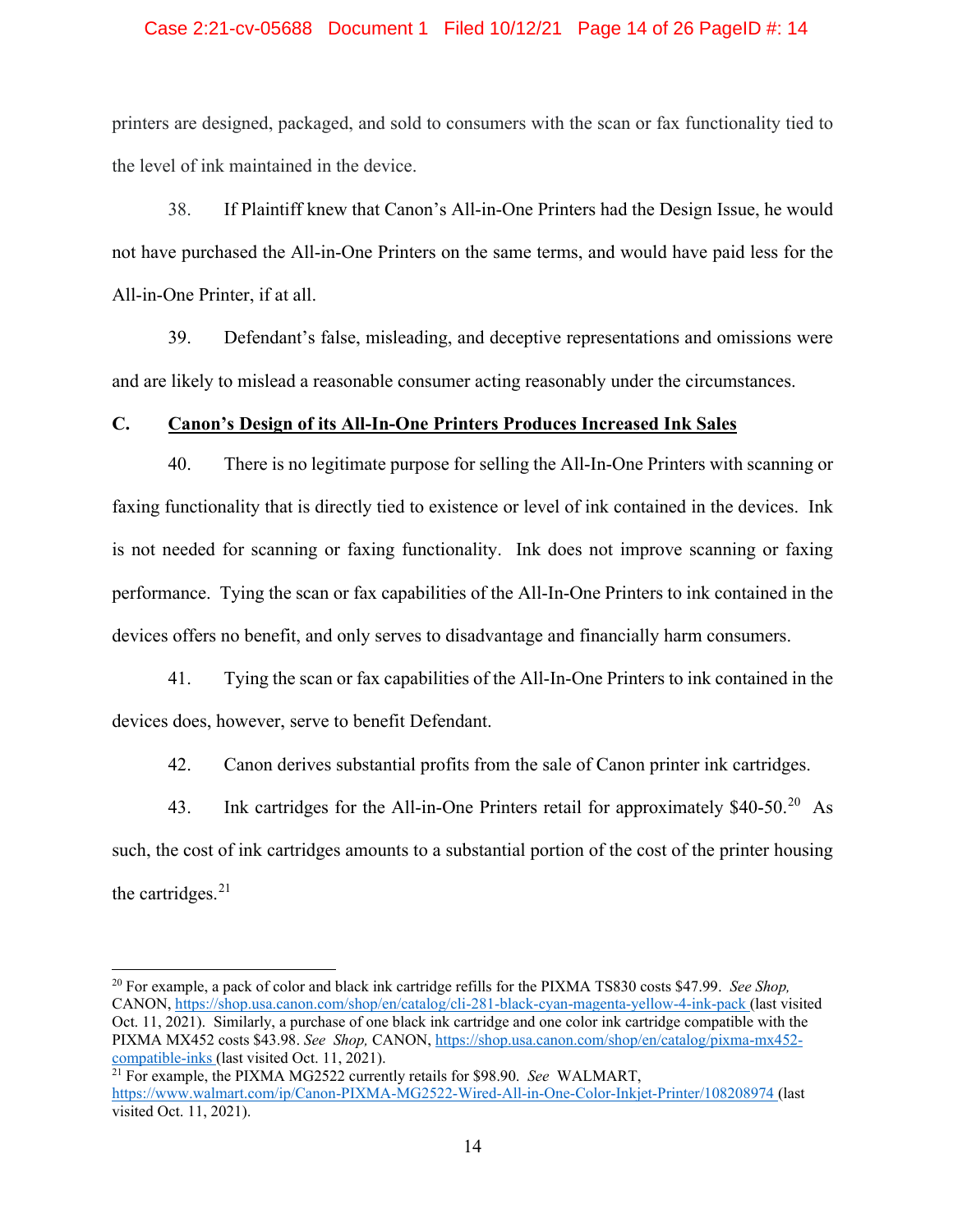printers are designed, packaged, and sold to consumers with the scan or fax functionality tied to the level of ink maintained in the device.

38. If Plaintiff knew that Canon's All-in-One Printers had the Design Issue, he would not have purchased the All-in-One Printers on the same terms, and would have paid less for the All-in-One Printer, if at all.

39. Defendant's false, misleading, and deceptive representations and omissions were and are likely to mislead a reasonable consumer acting reasonably under the circumstances.

### C. <u>Canon's Design of its All-In-One Printers Produces Increased Ink Sales</u>

40. There is no legitimate purpose for selling the All-In-One Printers with scanning or faxing functionality that is directly tied to existence or level of ink contained in the devices. Ink is not needed for scanning or faxing functionality. Ink does not improve scanning or faxing performance. Tying the scan or fax capabilities of the All-In-One Printers to ink contained in the devices offers no benefit, and only serves to disadvantage and financially harm consumers.

41. Tying the scan or fax capabilities of the All-In-One Printers to ink contained in the devices does, however, serve to benefit Defendant.

42. Canon derives substantial profits from the sale of Canon printer ink cartridges.

43. Ink cartridges for the All-in-One Printers retail for approximately $40-50.[20] As such, the cost of ink cartridges amounts to a substantial portion of the cost of the printer housing the cartridges.[21]

---

[20] For example, a pack of color and black ink cartridge refills for the PIXMA TS830 costs $47.99. *See Shop,* CANON, https://shop.usa.canon.com/shop/en/catalog/cli-281-black-cyan-magenta-yellow-4-ink-pack (last visited Oct. 11, 2021). Similarly, a purchase of one black ink cartridge and one color ink cartridge compatible with the PIXMA MX452 costs $43.98. *See Shop,* CANON, https://shop.usa.canon.com/shop/en/catalog/pixma-mx452-compatible-inks (last visited Oct. 11, 2021).

[21] For example, the PIXMA MG2522 currently retails for $98.90. *See* WALMART, https://www.walmart.com/ip/Canon-PIXMA-MG2522-Wired-All-in-One-Color-Inkjet-Printer/108208974 (last visited Oct. 11, 2021).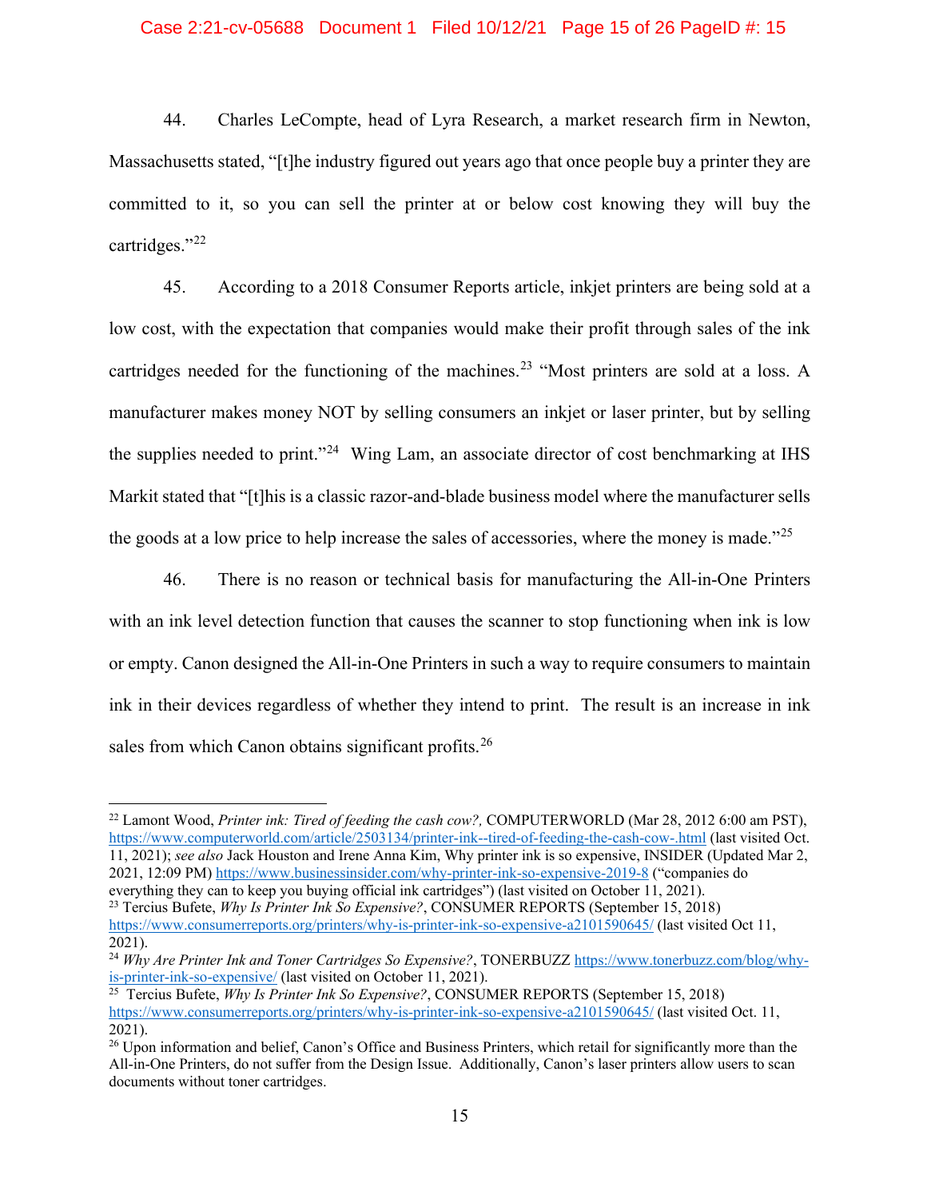44. Charles LeCompte, head of Lyra Research, a market research firm in Newton, Massachusetts stated, "[t]he industry figured out years ago that once people buy a printer they are committed to it, so you can sell the printer at or below cost knowing they will buy the cartridges."[22]

45. According to a 2018 Consumer Reports article, inkjet printers are being sold at a low cost, with the expectation that companies would make their profit through sales of the ink cartridges needed for the functioning of the machines.[23] "Most printers are sold at a loss. A manufacturer makes money NOT by selling consumers an inkjet or laser printer, but by selling the supplies needed to print."[24] Wing Lam, an associate director of cost benchmarking at IHS Markit stated that "[t]his is a classic razor-and-blade business model where the manufacturer sells the goods at a low price to help increase the sales of accessories, where the money is made."[25]

46. There is no reason or technical basis for manufacturing the All-in-One Printers with an ink level detection function that causes the scanner to stop functioning when ink is low or empty. Canon designed the All-in-One Printers in such a way to require consumers to maintain ink in their devices regardless of whether they intend to print. The result is an increase in ink sales from which Canon obtains significant profits.[26]

---

[22] Lamont Wood, *Printer ink: Tired of feeding the cash cow?,* COMPUTERWORLD (Mar 28, 2012 6:00 am PST), https://www.computerworld.com/article/2503134/printer-ink--tired-of-feeding-the-cash-cow-.html (last visited Oct. 11, 2021); *see also* Jack Houston and Irene Anna Kim, Why printer ink is so expensive, INSIDER (Updated Mar 2, 2021, 12:09 PM) https://www.businessinsider.com/why-printer-ink-so-expensive-2019-8 ("companies do everything they can to keep you buying official ink cartridges") (last visited on October 11, 2021).

[23] Tercius Bufete, *Why Is Printer Ink So Expensive?*, CONSUMER REPORTS (September 15, 2018) https://www.consumerreports.org/printers/why-is-printer-ink-so-expensive-a2101590645/ (last visited Oct 11, 2021).

[24] *Why Are Printer Ink and Toner Cartridges So Expensive?*, TONERBUZZ https://www.tonerbuzz.com/blog/why-is-printer-ink-so-expensive/ (last visited on October 11, 2021).

[25] Tercius Bufete, *Why Is Printer Ink So Expensive?*, CONSUMER REPORTS (September 15, 2018) https://www.consumerreports.org/printers/why-is-printer-ink-so-expensive-a2101590645/ (last visited Oct. 11, 2021).

[26] Upon information and belief, Canon's Office and Business Printers, which retail for significantly more than the All-in-One Printers, do not suffer from the Design Issue. Additionally, Canon's laser printers allow users to scan documents without toner cartridges.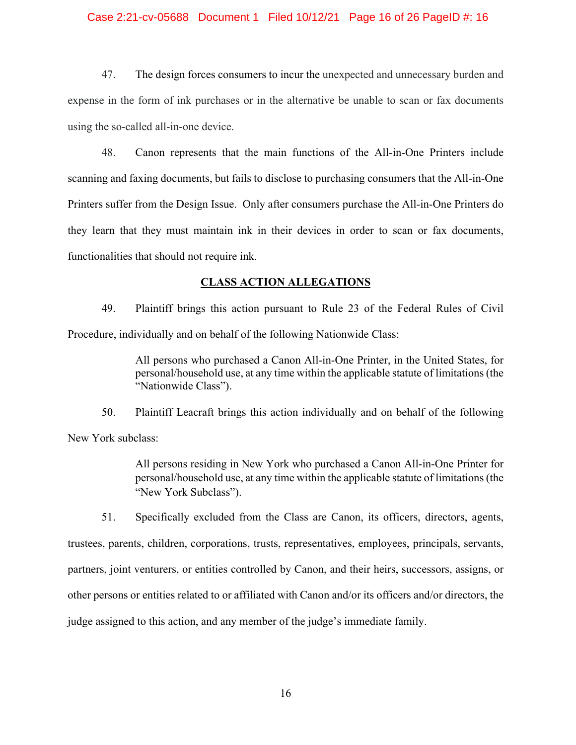47. The design forces consumers to incur the unexpected and unnecessary burden and expense in the form of ink purchases or in the alternative be unable to scan or fax documents using the so-called all-in-one device.

48. Canon represents that the main functions of the All-in-One Printers include scanning and faxing documents, but fails to disclose to purchasing consumers that the All-in-One Printers suffer from the Design Issue. Only after consumers purchase the All-in-One Printers do they learn that they must maintain ink in their devices in order to scan or fax documents, functionalities that should not require ink.

## CLASS ACTION ALLEGATIONS

49. Plaintiff brings this action pursuant to Rule 23 of the Federal Rules of Civil Procedure, individually and on behalf of the following Nationwide Class:

> All persons who purchased a Canon All-in-One Printer, in the United States, for personal/household use, at any time within the applicable statute of limitations (the "Nationwide Class").

50. Plaintiff Leacraft brings this action individually and on behalf of the following New York subclass:

> All persons residing in New York who purchased a Canon All-in-One Printer for personal/household use, at any time within the applicable statute of limitations (the "New York Subclass").

51. Specifically excluded from the Class are Canon, its officers, directors, agents, trustees, parents, children, corporations, trusts, representatives, employees, principals, servants, partners, joint venturers, or entities controlled by Canon, and their heirs, successors, assigns, or other persons or entities related to or affiliated with Canon and/or its officers and/or directors, the judge assigned to this action, and any member of the judge's immediate family.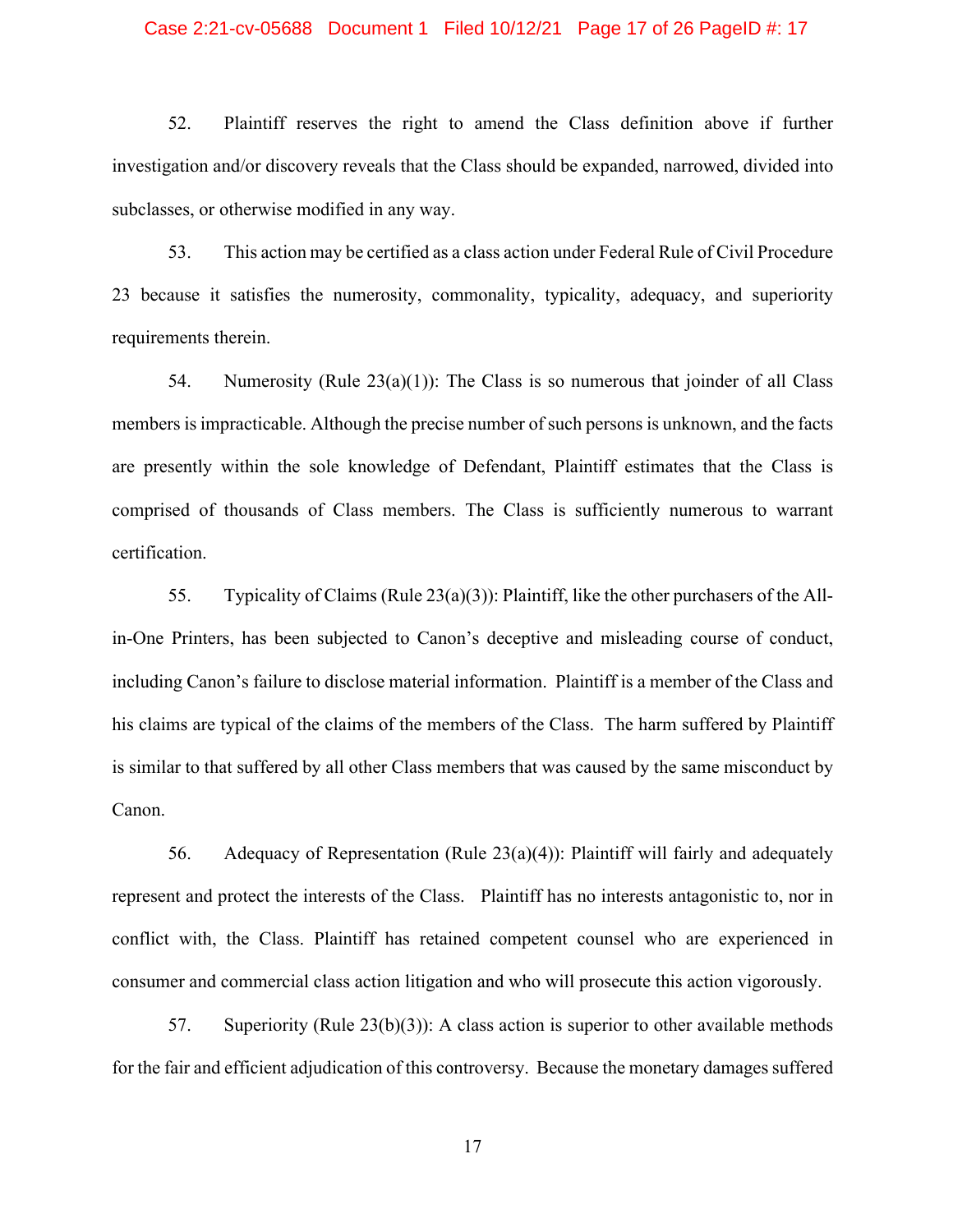52. Plaintiff reserves the right to amend the Class definition above if further investigation and/or discovery reveals that the Class should be expanded, narrowed, divided into subclasses, or otherwise modified in any way.

53. This action may be certified as a class action under Federal Rule of Civil Procedure 23 because it satisfies the numerosity, commonality, typicality, adequacy, and superiority requirements therein.

54. Numerosity (Rule 23(a)(1)): The Class is so numerous that joinder of all Class members is impracticable. Although the precise number of such persons is unknown, and the facts are presently within the sole knowledge of Defendant, Plaintiff estimates that the Class is comprised of thousands of Class members. The Class is sufficiently numerous to warrant certification.

55. Typicality of Claims (Rule 23(a)(3)): Plaintiff, like the other purchasers of the All-in-One Printers, has been subjected to Canon's deceptive and misleading course of conduct, including Canon's failure to disclose material information. Plaintiff is a member of the Class and his claims are typical of the claims of the members of the Class. The harm suffered by Plaintiff is similar to that suffered by all other Class members that was caused by the same misconduct by Canon.

56. Adequacy of Representation (Rule 23(a)(4)): Plaintiff will fairly and adequately represent and protect the interests of the Class. Plaintiff has no interests antagonistic to, nor in conflict with, the Class. Plaintiff has retained competent counsel who are experienced in consumer and commercial class action litigation and who will prosecute this action vigorously.

57. Superiority (Rule 23(b)(3)): A class action is superior to other available methods for the fair and efficient adjudication of this controversy. Because the monetary damages suffered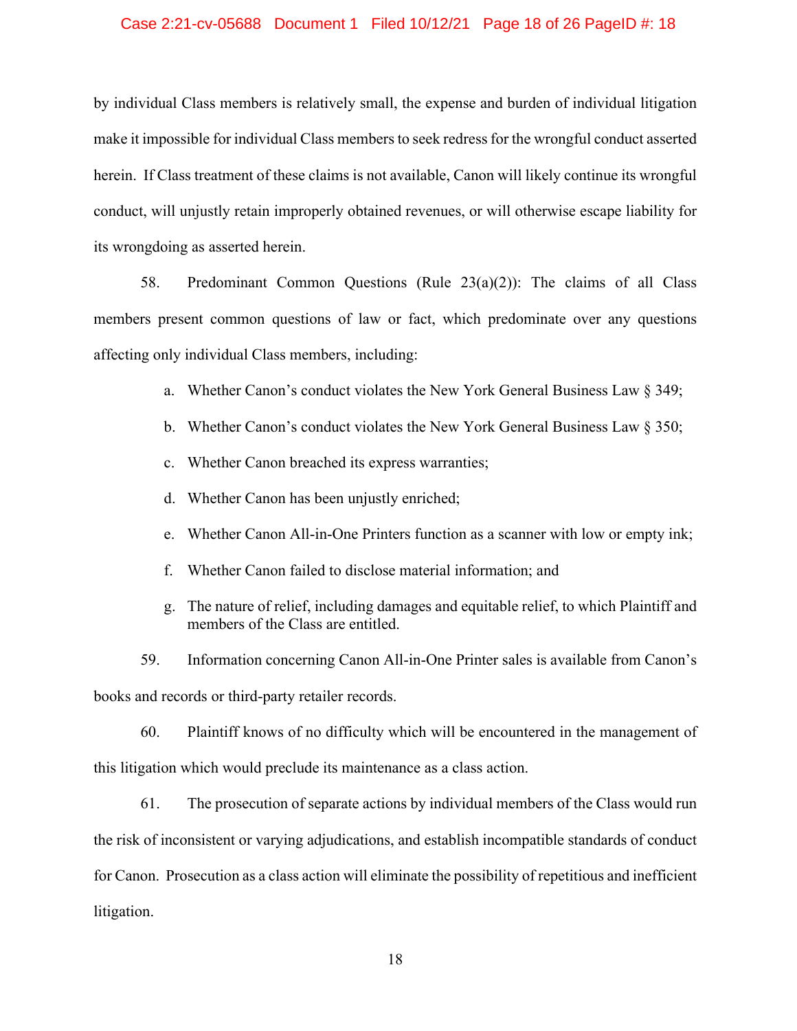by individual Class members is relatively small, the expense and burden of individual litigation make it impossible for individual Class members to seek redress for the wrongful conduct asserted herein. If Class treatment of these claims is not available, Canon will likely continue its wrongful conduct, will unjustly retain improperly obtained revenues, or will otherwise escape liability for its wrongdoing as asserted herein.

58. Predominant Common Questions (Rule 23(a)(2)): The claims of all Class members present common questions of law or fact, which predominate over any questions affecting only individual Class members, including:

a. Whether Canon's conduct violates the New York General Business Law § 349;

b. Whether Canon's conduct violates the New York General Business Law § 350;

c. Whether Canon breached its express warranties;

d. Whether Canon has been unjustly enriched;

e. Whether Canon All-in-One Printers function as a scanner with low or empty ink;

f. Whether Canon failed to disclose material information; and

g. The nature of relief, including damages and equitable relief, to which Plaintiff and members of the Class are entitled.

59. Information concerning Canon All-in-One Printer sales is available from Canon's books and records or third-party retailer records.

60. Plaintiff knows of no difficulty which will be encountered in the management of this litigation which would preclude its maintenance as a class action.

61. The prosecution of separate actions by individual members of the Class would run the risk of inconsistent or varying adjudications, and establish incompatible standards of conduct for Canon. Prosecution as a class action will eliminate the possibility of repetitious and inefficient litigation.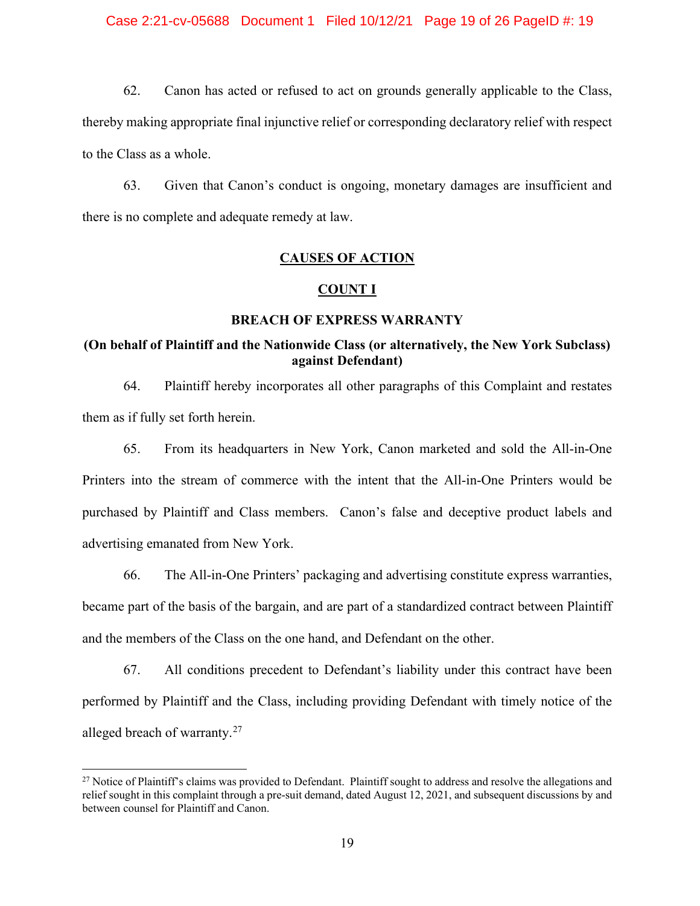62. Canon has acted or refused to act on grounds generally applicable to the Class, thereby making appropriate final injunctive relief or corresponding declaratory relief with respect to the Class as a whole.

63. Given that Canon's conduct is ongoing, monetary damages are insufficient and there is no complete and adequate remedy at law.

## CAUSES OF ACTION

## COUNT I

### BREACH OF EXPRESS WARRANTY

### (On behalf of Plaintiff and the Nationwide Class (or alternatively, the New York Subclass) against Defendant)

64. Plaintiff hereby incorporates all other paragraphs of this Complaint and restates them as if fully set forth herein.

65. From its headquarters in New York, Canon marketed and sold the All-in-One Printers into the stream of commerce with the intent that the All-in-One Printers would be purchased by Plaintiff and Class members. Canon's false and deceptive product labels and advertising emanated from New York.

66. The All-in-One Printers' packaging and advertising constitute express warranties, became part of the basis of the bargain, and are part of a standardized contract between Plaintiff and the members of the Class on the one hand, and Defendant on the other.

67. All conditions precedent to Defendant's liability under this contract have been performed by Plaintiff and the Class, including providing Defendant with timely notice of the alleged breach of warranty.[27]

---

[27] Notice of Plaintiff's claims was provided to Defendant. Plaintiff sought to address and resolve the allegations and relief sought in this complaint through a pre-suit demand, dated August 12, 2021, and subsequent discussions by and between counsel for Plaintiff and Canon.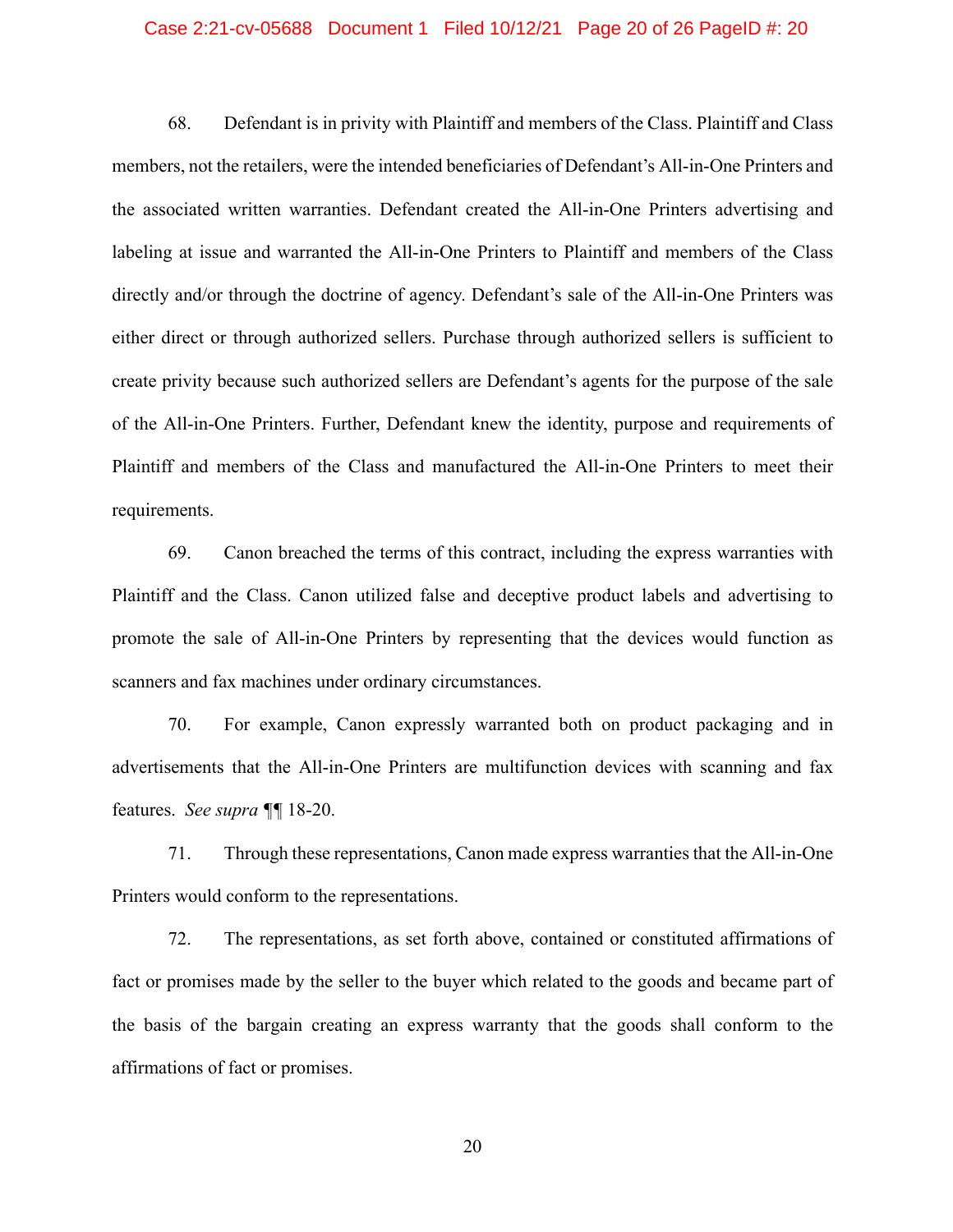68. Defendant is in privity with Plaintiff and members of the Class. Plaintiff and Class members, not the retailers, were the intended beneficiaries of Defendant's All-in-One Printers and the associated written warranties. Defendant created the All-in-One Printers advertising and labeling at issue and warranted the All-in-One Printers to Plaintiff and members of the Class directly and/or through the doctrine of agency. Defendant's sale of the All-in-One Printers was either direct or through authorized sellers. Purchase through authorized sellers is sufficient to create privity because such authorized sellers are Defendant's agents for the purpose of the sale of the All-in-One Printers. Further, Defendant knew the identity, purpose and requirements of Plaintiff and members of the Class and manufactured the All-in-One Printers to meet their requirements.

69. Canon breached the terms of this contract, including the express warranties with Plaintiff and the Class. Canon utilized false and deceptive product labels and advertising to promote the sale of All-in-One Printers by representing that the devices would function as scanners and fax machines under ordinary circumstances.

70. For example, Canon expressly warranted both on product packaging and in advertisements that the All-in-One Printers are multifunction devices with scanning and fax features. *See supra* ¶¶ 18-20.

71. Through these representations, Canon made express warranties that the All-in-One Printers would conform to the representations.

72. The representations, as set forth above, contained or constituted affirmations of fact or promises made by the seller to the buyer which related to the goods and became part of the basis of the bargain creating an express warranty that the goods shall conform to the affirmations of fact or promises.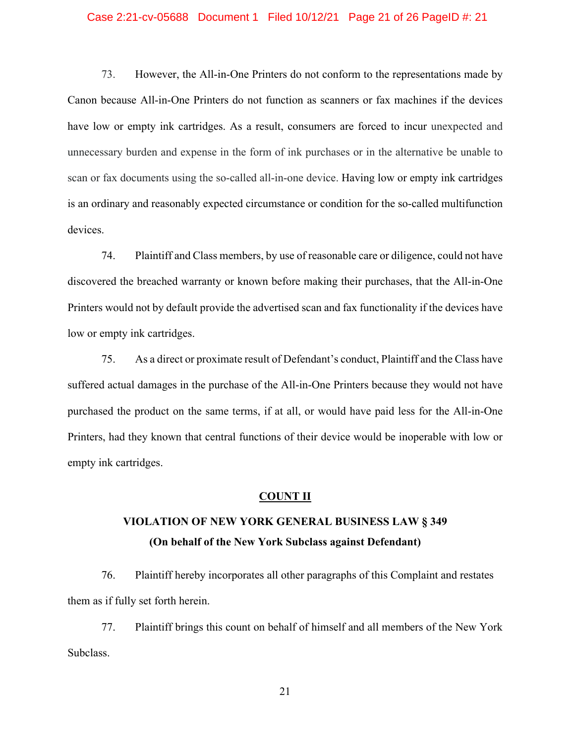73. However, the All-in-One Printers do not conform to the representations made by Canon because All-in-One Printers do not function as scanners or fax machines if the devices have low or empty ink cartridges. As a result, consumers are forced to incur unexpected and unnecessary burden and expense in the form of ink purchases or in the alternative be unable to scan or fax documents using the so-called all-in-one device. Having low or empty ink cartridges is an ordinary and reasonably expected circumstance or condition for the so-called multifunction devices.

74. Plaintiff and Class members, by use of reasonable care or diligence, could not have discovered the breached warranty or known before making their purchases, that the All-in-One Printers would not by default provide the advertised scan and fax functionality if the devices have low or empty ink cartridges.

75. As a direct or proximate result of Defendant's conduct, Plaintiff and the Class have suffered actual damages in the purchase of the All-in-One Printers because they would not have purchased the product on the same terms, if at all, or would have paid less for the All-in-One Printers, had they known that central functions of their device would be inoperable with low or empty ink cartridges.

## COUNT II

### VIOLATION OF NEW YORK GENERAL BUSINESS LAW § 349
### (On behalf of the New York Subclass against Defendant)

76. Plaintiff hereby incorporates all other paragraphs of this Complaint and restates them as if fully set forth herein.

77. Plaintiff brings this count on behalf of himself and all members of the New York Subclass.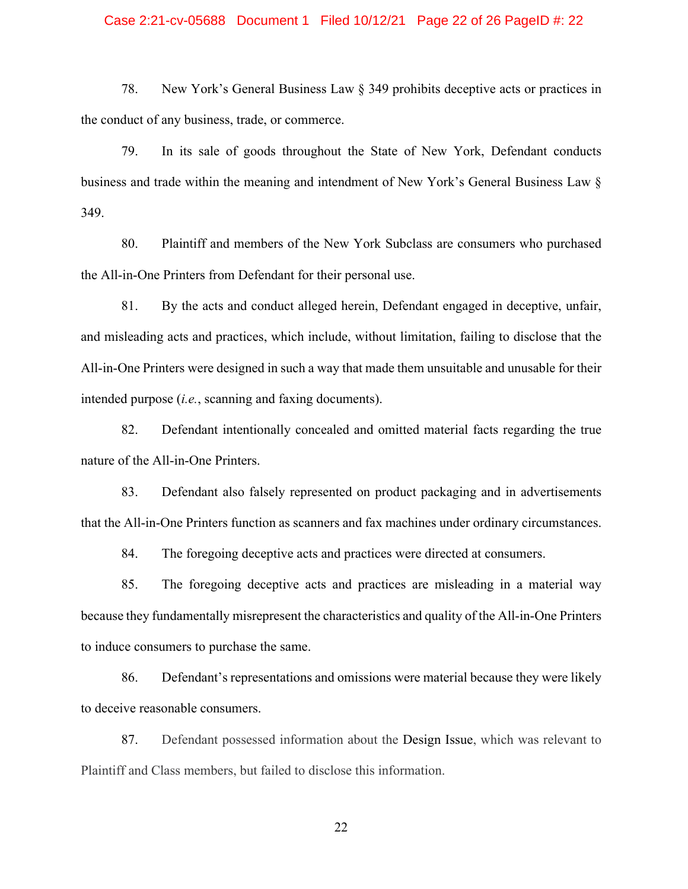78. New York's General Business Law § 349 prohibits deceptive acts or practices in the conduct of any business, trade, or commerce.

79. In its sale of goods throughout the State of New York, Defendant conducts business and trade within the meaning and intendment of New York's General Business Law § 349.

80. Plaintiff and members of the New York Subclass are consumers who purchased the All-in-One Printers from Defendant for their personal use.

81. By the acts and conduct alleged herein, Defendant engaged in deceptive, unfair, and misleading acts and practices, which include, without limitation, failing to disclose that the All-in-One Printers were designed in such a way that made them unsuitable and unusable for their intended purpose (*i.e.*, scanning and faxing documents).

82. Defendant intentionally concealed and omitted material facts regarding the true nature of the All-in-One Printers.

83. Defendant also falsely represented on product packaging and in advertisements that the All-in-One Printers function as scanners and fax machines under ordinary circumstances.

84. The foregoing deceptive acts and practices were directed at consumers.

85. The foregoing deceptive acts and practices are misleading in a material way because they fundamentally misrepresent the characteristics and quality of the All-in-One Printers to induce consumers to purchase the same.

86. Defendant's representations and omissions were material because they were likely to deceive reasonable consumers.

87. Defendant possessed information about the Design Issue, which was relevant to Plaintiff and Class members, but failed to disclose this information.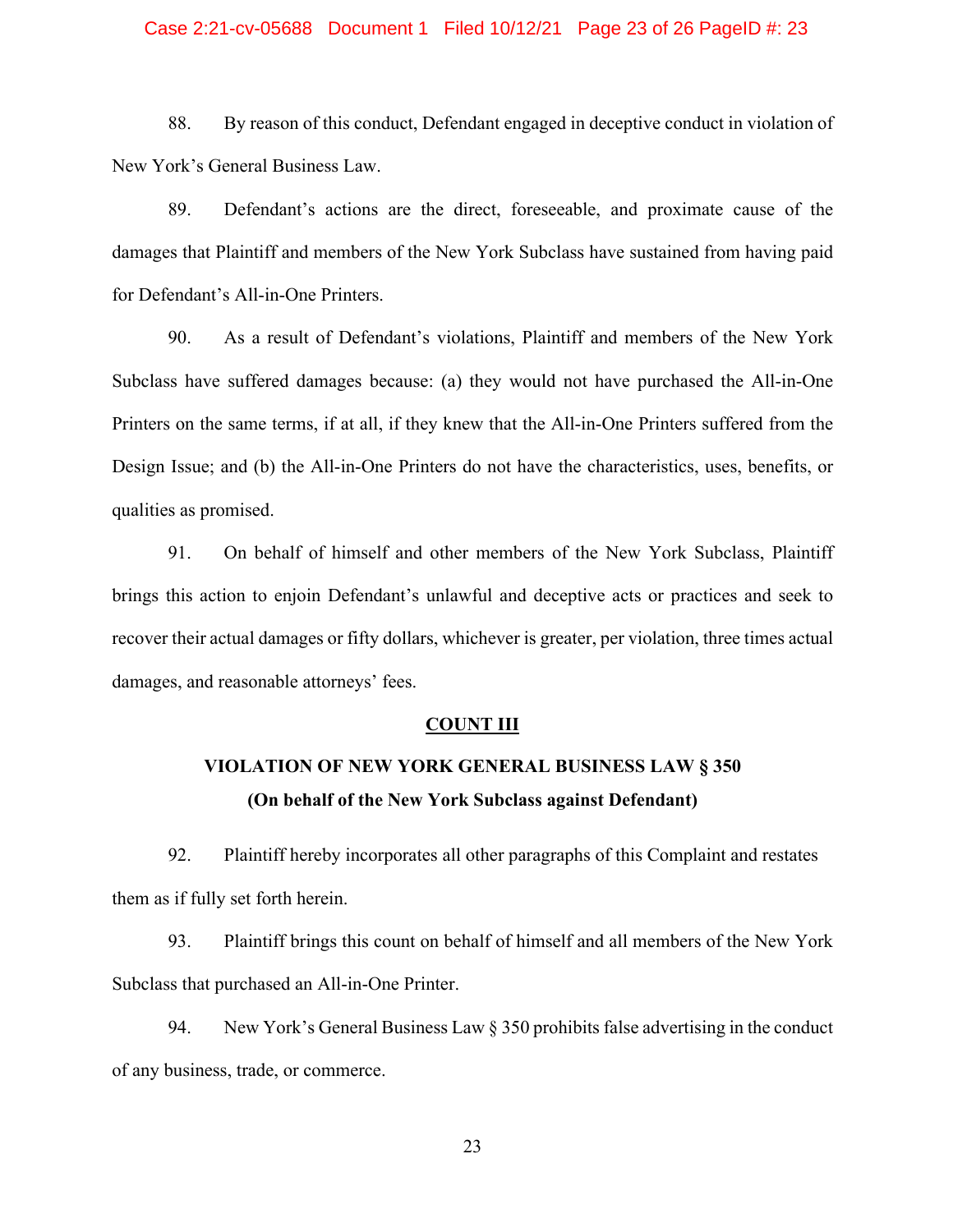88. By reason of this conduct, Defendant engaged in deceptive conduct in violation of New York's General Business Law.

89. Defendant's actions are the direct, foreseeable, and proximate cause of the damages that Plaintiff and members of the New York Subclass have sustained from having paid for Defendant's All-in-One Printers.

90. As a result of Defendant's violations, Plaintiff and members of the New York Subclass have suffered damages because: (a) they would not have purchased the All-in-One Printers on the same terms, if at all, if they knew that the All-in-One Printers suffered from the Design Issue; and (b) the All-in-One Printers do not have the characteristics, uses, benefits, or qualities as promised.

91. On behalf of himself and other members of the New York Subclass, Plaintiff brings this action to enjoin Defendant's unlawful and deceptive acts or practices and seek to recover their actual damages or fifty dollars, whichever is greater, per violation, three times actual damages, and reasonable attorneys' fees.

## COUNT III

### VIOLATION OF NEW YORK GENERAL BUSINESS LAW § 350
### (On behalf of the New York Subclass against Defendant)

92. Plaintiff hereby incorporates all other paragraphs of this Complaint and restates them as if fully set forth herein.

93. Plaintiff brings this count on behalf of himself and all members of the New York Subclass that purchased an All-in-One Printer.

94. New York's General Business Law § 350 prohibits false advertising in the conduct of any business, trade, or commerce.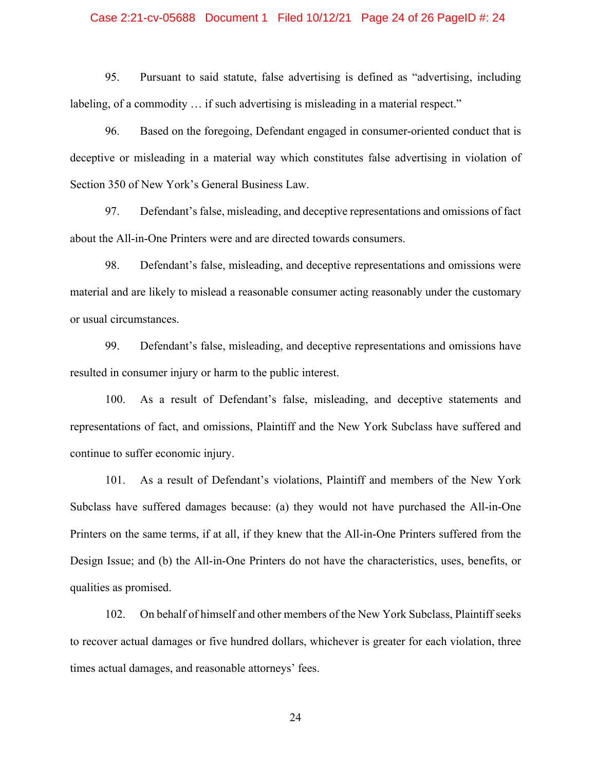95. Pursuant to said statute, false advertising is defined as "advertising, including labeling, of a commodity … if such advertising is misleading in a material respect."

96. Based on the foregoing, Defendant engaged in consumer-oriented conduct that is deceptive or misleading in a material way which constitutes false advertising in violation of Section 350 of New York's General Business Law.

97. Defendant's false, misleading, and deceptive representations and omissions of fact about the All-in-One Printers were and are directed towards consumers.

98. Defendant's false, misleading, and deceptive representations and omissions were material and are likely to mislead a reasonable consumer acting reasonably under the customary or usual circumstances.

99. Defendant's false, misleading, and deceptive representations and omissions have resulted in consumer injury or harm to the public interest.

100. As a result of Defendant's false, misleading, and deceptive statements and representations of fact, and omissions, Plaintiff and the New York Subclass have suffered and continue to suffer economic injury.

101. As a result of Defendant's violations, Plaintiff and members of the New York Subclass have suffered damages because: (a) they would not have purchased the All-in-One Printers on the same terms, if at all, if they knew that the All-in-One Printers suffered from the Design Issue; and (b) the All-in-One Printers do not have the characteristics, uses, benefits, or qualities as promised.

102. On behalf of himself and other members of the New York Subclass, Plaintiff seeks to recover actual damages or five hundred dollars, whichever is greater for each violation, three times actual damages, and reasonable attorneys' fees.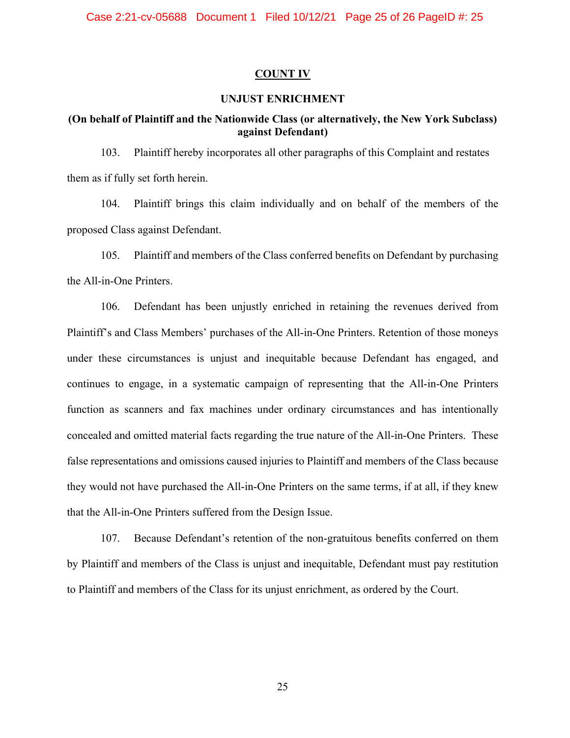## COUNT IV

### UNJUST ENRICHMENT

**(On behalf of Plaintiff and the Nationwide Class (or alternatively, the New York Subclass) against Defendant)**

103. Plaintiff hereby incorporates all other paragraphs of this Complaint and restates them as if fully set forth herein.

104. Plaintiff brings this claim individually and on behalf of the members of the proposed Class against Defendant.

105. Plaintiff and members of the Class conferred benefits on Defendant by purchasing the All-in-One Printers.

106. Defendant has been unjustly enriched in retaining the revenues derived from Plaintiff's and Class Members' purchases of the All-in-One Printers. Retention of those moneys under these circumstances is unjust and inequitable because Defendant has engaged, and continues to engage, in a systematic campaign of representing that the All-in-One Printers function as scanners and fax machines under ordinary circumstances and has intentionally concealed and omitted material facts regarding the true nature of the All-in-One Printers. These false representations and omissions caused injuries to Plaintiff and members of the Class because they would not have purchased the All-in-One Printers on the same terms, if at all, if they knew that the All-in-One Printers suffered from the Design Issue.

107. Because Defendant's retention of the non-gratuitous benefits conferred on them by Plaintiff and members of the Class is unjust and inequitable, Defendant must pay restitution to Plaintiff and members of the Class for its unjust enrichment, as ordered by the Court.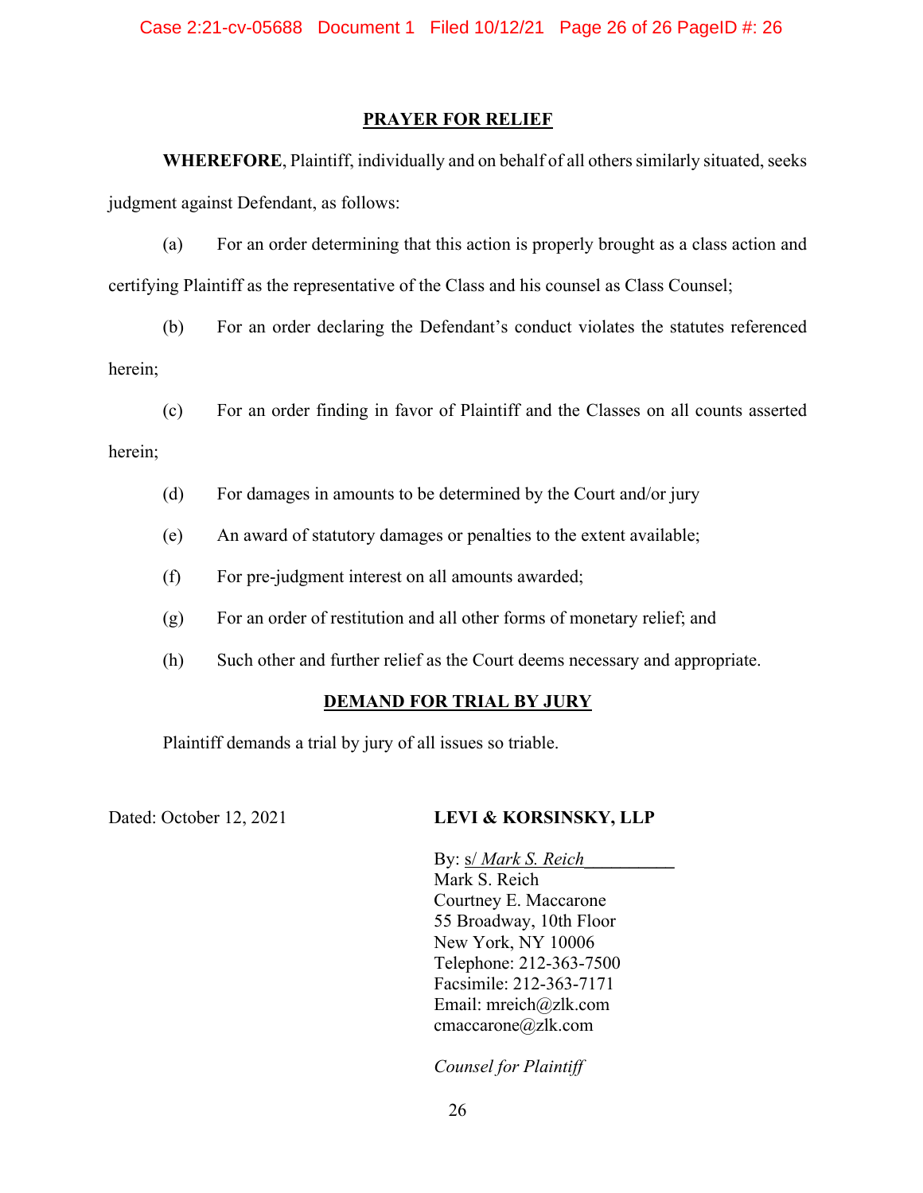## PRAYER FOR RELIEF

**WHEREFORE**, Plaintiff, individually and on behalf of all others similarly situated, seeks judgment against Defendant, as follows:

(a) For an order determining that this action is properly brought as a class action and certifying Plaintiff as the representative of the Class and his counsel as Class Counsel;

(b) For an order declaring the Defendant's conduct violates the statutes referenced herein;

(c) For an order finding in favor of Plaintiff and the Classes on all counts asserted herein;

(d) For damages in amounts to be determined by the Court and/or jury

(e) An award of statutory damages or penalties to the extent available;

(f) For pre-judgment interest on all amounts awarded;

(g) For an order of restitution and all other forms of monetary relief; and

(h) Such other and further relief as the Court deems necessary and appropriate.

## DEMAND FOR TRIAL BY JURY

Plaintiff demands a trial by jury of all issues so triable.

Dated: October 12, 2021

**LEVI & KORSINSKY, LLP**

By: s/ *Mark S. Reich*__________
Mark S. Reich
Courtney E. Maccarone
55 Broadway, 10th Floor
New York, NY 10006
Telephone: 212-363-7500
Facsimile: 212-363-7171
Email: mreich@zlk.com
cmaccarone@zlk.com

*Counsel for Plaintiff*